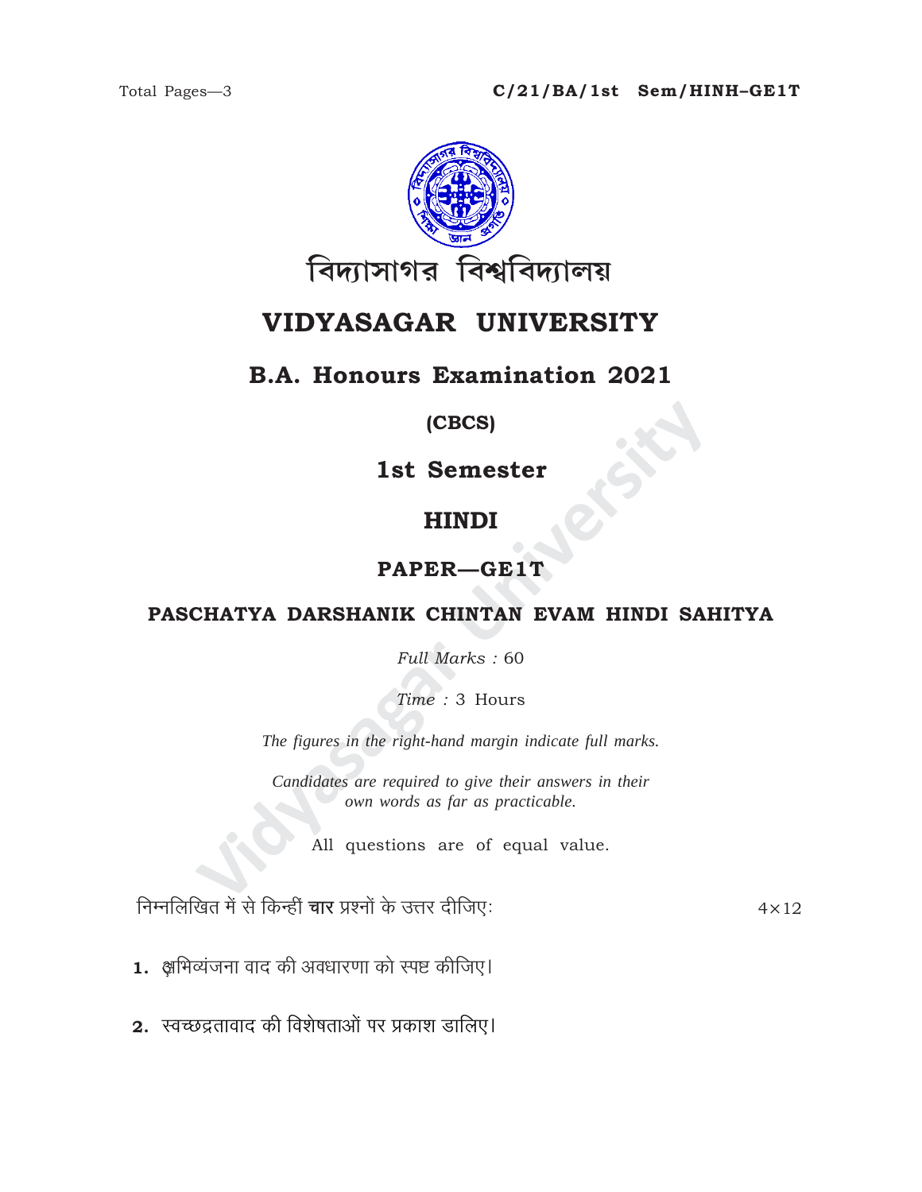C/21/BA/1st Sem/HINH–GE1T

বিদ্যাসাগর বিশ্ববিদ্যালয়

# VIDYASAGAR UNIVERSITY

## B.A. Honours Examination 2021

**(CBCS)**

**1st Semester**

## HINDI

**PAPER—GE1T**

**PASCHATYA DARSHANIK CHINTAN EVAM HINDI SAHITYA**

*Full Marks :* 60

*Time :* 3 Hours

*The figures in the right-hand margin indicate full marks.*

*Candidates are required to give their answers in their own words as far as practicable.*

All questions are of equal value.

निम्नलिखित में से किन्हीं **चार** प्रश्नों के उत्तर दीजिए: $4 \times 12$

**1.** अभिव्यंजना वाद की अवधारणा को स्पष्ट कीजिए।

**2.** स्वच्छद्रतावाद की विशेषताओं पर प्रकाश डालिए।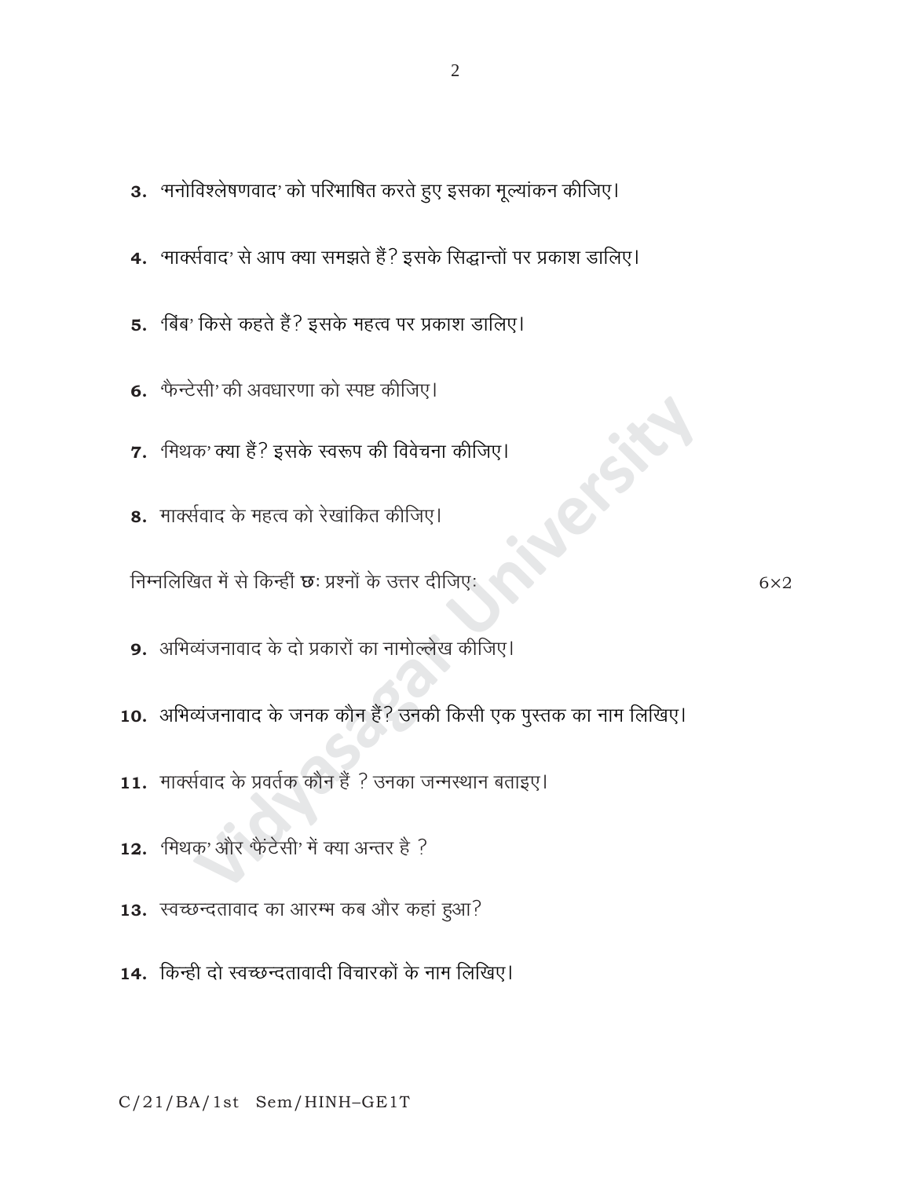3. 'मनोविश्लेषणवाद' को परिभाषित करते हुए इसका मूल्यांकन कीजिए।

4. 'मार्क्सवाद' से आप क्या समझते हैं? इसके सिद्धान्तों पर प्रकाश डालिए।

5. 'बिंब' किसे कहते हैं? इसके महत्व पर प्रकाश डालिए।

6. 'फैन्टेसी' की अवधारणा को स्पष्ट कीजिए।

7. 'मिथक' क्या हैं? इसके स्वरूप की विवेचना कीजिए।

8. मार्क्सवाद के महत्व को रेखांकित कीजिए।

निम्नलिखित में से किन्हीं **छः** प्रश्नों के उत्तर दीजिए: 6×2

9. अभिव्यंजनावाद के दो प्रकारों का नामोल्लेख कीजिए।

10. अभिव्यंजनावाद के जनक कौन हैं? उनकी किसी एक पुस्तक का नाम लिखिए।

11. मार्क्सवाद के प्रवर्तक कौन हैं ? उनका जन्मस्थान बताइए।

12. 'मिथक' और 'फैंटेसी' में क्या अन्तर है ?

13. स्वच्छन्दतावाद का आरम्भ कब और कहां हुआ?

14. किन्ही दो स्वच्छन्दतावादी विचारकों के नाम लिखिए।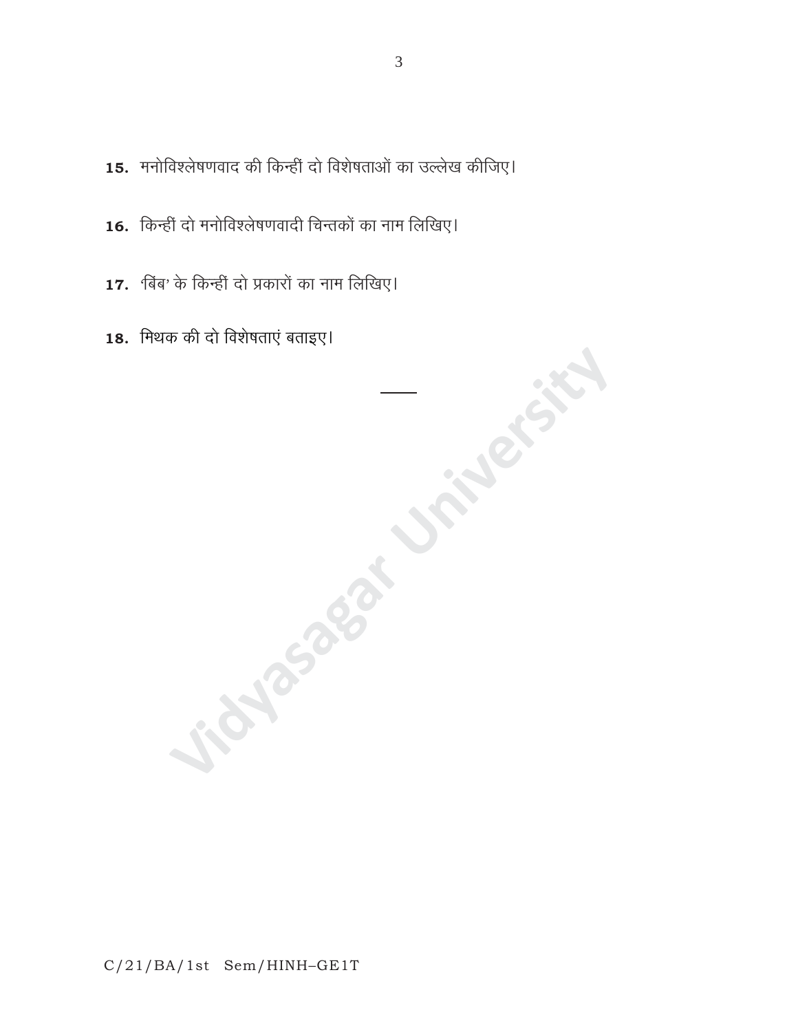15. मनोविश्लेषणवाद की किन्हीं दो विशेषताओं का उल्लेख कीजिए।

16. किन्हीं दो मनोविश्लेषणवादी चिन्तकों का नाम लिखिए।

17. 'बिंब' के किन्हीं दो प्रकारों का नाम लिखिए।

18. मिथक की दो विशेषताएं बताइए।

———

C/21/BA/1st Sem/HINH–GE1T